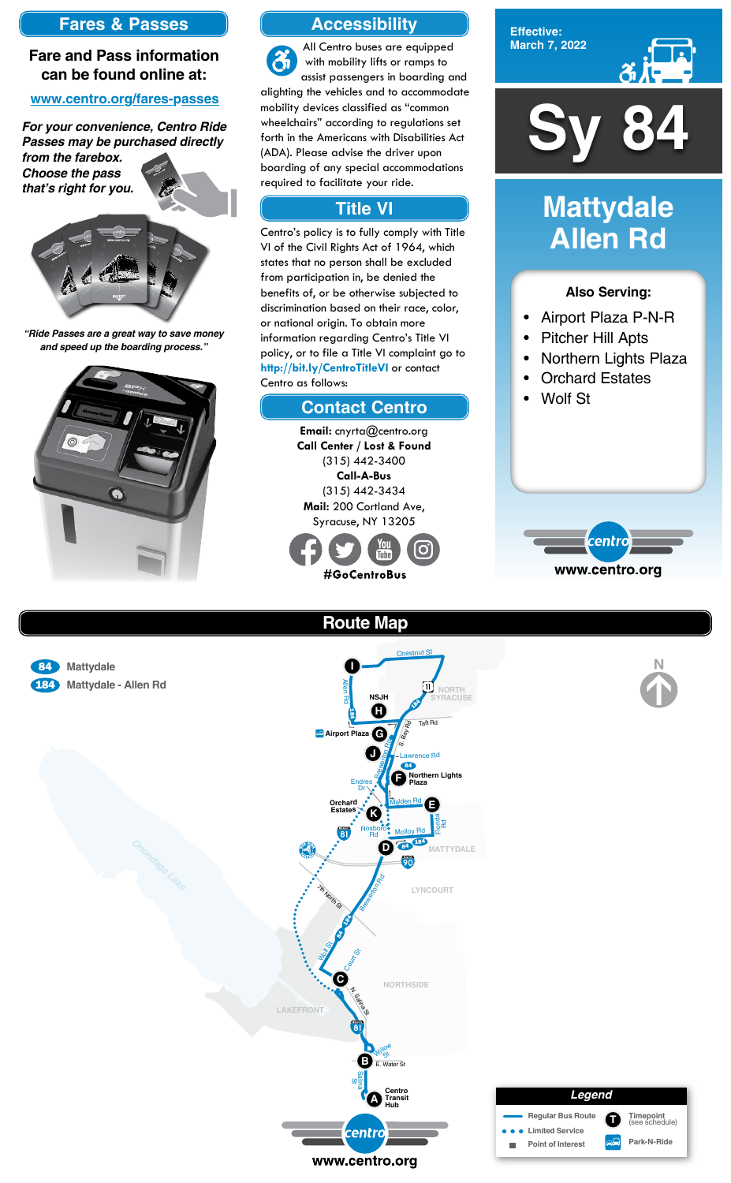## Fares & Passes

**Fare and Pass information can be found online at:**

www.centro.org/fares-passes

***For your convenience, Centro Ride Passes may be purchased directly from the farebox. Choose the pass that's right for you.***

*"Ride Passes are a great way to save money and speed up the boarding process."*

## Accessibility

All Centro buses are equipped with mobility lifts or ramps to assist passengers in boarding and alighting the vehicles and to accommodate mobility devices classified as "common wheelchairs" according to regulations set forth in the Americans with Disabilities Act (ADA). Please advise the driver upon boarding of any special accommodations required to facilitate your ride.

## Title VI

Centro's policy is to fully comply with Title VI of the Civil Rights Act of 1964, which states that no person shall be excluded from participation in, be denied the benefits of, or be otherwise subjected to discrimination based on their race, color, or national origin. To obtain more information regarding Centro's Title VI policy, or to file a Title VI complaint go to **http://bit.ly/CentroTitleVI** or contact Centro as follows:

## Contact Centro

**Email:** cnyrta@centro.org
**Call Center / Lost & Found**
(315) 442-3400
**Call-A-Bus**
(315) 442-3434
**Mail:** 200 Cortland Ave, Syracuse, NY 13205

**#GoCentroBus**

Effective: March 7, 2022

# Sy 84

# Mattydale Allen Rd

**Also Serving:**

- Airport Plaza P-N-R
- Pitcher Hill Apts
- Northern Lights Plaza
- Orchard Estates
- Wolf St

www.centro.org

## Route Map

- **84** Mattydale
- **184** Mattydale - Allen Rd

Timepoints: A Centro Transit Hub; B E. Water St; C; D; E; F Northern Lights Plaza; G Airport Plaza; H NSJH; I; J; K Orchard Estates

www.centro.org

**Legend**

- Regular Bus Route
- Limited Service
- Point of Interest
- Timepoint (see schedule)
- Park-N-Ride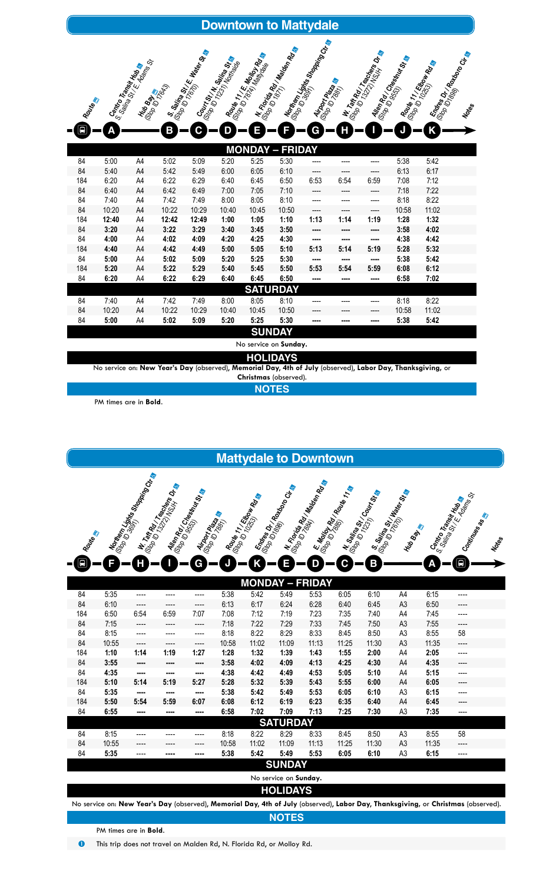# Downtown to Mattydale

| Route | A: Centro Transit Hub S. Salina St / E. Adams St | Hub Bay (Stop ID 17643) | B: S. Salina St / E. Water St (Stop ID 17670) | C: Court St / N. Salina St (Stop ID 11231) Northside | D: Route 11 / E. Molloy Rd (Stop ID 7874) Mattydale | E: N. Florida Rd / Malden Rd (Stop ID 1871) | F: Northern Lights Shopping Ctr (Stop ID 3691) | G: Airport Plaza (Stop ID 7881) | H: W. Taft Rd / Teachers Dr (Stop ID 13272) NSJH | I: Allen Rd / Chestnut St (Stop ID 9553) | J: Route 11 / Elbow Rd (Stop ID 10253) | K: Endres Dr / Roxboro Cir (Stop ID 1898) | Notes |
|---|---|---|---|---|---|---|---|---|---|---|---|---|---|
| **MONDAY – FRIDAY** | | | | | | | | | | | | | |
| 84 | 5:00 | A4 | 5:02 | 5:09 | 5:20 | 5:25 | 5:30 | ---- | ---- | ---- | 5:38 | 5:42 | |
| 84 | 5:40 | A4 | 5:42 | 5:49 | 6:00 | 6:05 | 6:10 | ---- | ---- | ---- | 6:13 | 6:17 | |
| 184 | 6:20 | A4 | 6:22 | 6:29 | 6:40 | 6:45 | 6:50 | 6:53 | 6:54 | 6:59 | 7:08 | 7:12 | |
| 84 | 6:40 | A4 | 6:42 | 6:49 | 7:00 | 7:05 | 7:10 | ---- | ---- | ---- | 7:18 | 7:22 | |
| 84 | 7:40 | A4 | 7:42 | 7:49 | 8:00 | 8:05 | 8:10 | ---- | ---- | ---- | 8:18 | 8:22 | |
| 84 | 10:20 | A4 | 10:22 | 10:29 | 10:40 | 10:45 | 10:50 | ---- | ---- | ---- | 10:58 | 11:02 | |
| 184 | **12:40** | A4 | **12:42** | **12:49** | **1:00** | **1:05** | **1:10** | **1:13** | **1:14** | **1:19** | **1:28** | **1:32** | |
| 84 | **3:20** | A4 | **3:22** | **3:29** | **3:40** | **3:45** | **3:50** | ---- | ---- | ---- | **3:58** | **4:02** | |
| 84 | **4:00** | A4 | **4:02** | **4:09** | **4:20** | **4:25** | **4:30** | ---- | ---- | ---- | **4:38** | **4:42** | |
| 184 | **4:40** | A4 | **4:42** | **4:49** | **5:00** | **5:05** | **5:10** | **5:13** | **5:14** | **5:19** | **5:28** | **5:32** | |
| 84 | **5:00** | A4 | **5:02** | **5:09** | **5:20** | **5:25** | **5:30** | ---- | ---- | ---- | **5:38** | **5:42** | |
| 184 | **5:20** | A4 | **5:22** | **5:29** | **5:40** | **5:45** | **5:50** | **5:53** | **5:54** | **5:59** | **6:08** | **6:12** | |
| 84 | **6:20** | A4 | **6:22** | **6:29** | **6:40** | **6:45** | **6:50** | ---- | ---- | ---- | **6:58** | **7:02** | |
| **SATURDAY** | | | | | | | | | | | | | |
| 84 | 7:40 | A4 | 7:42 | 7:49 | 8:00 | 8:05 | 8:10 | ---- | ---- | ---- | 8:18 | 8:22 | |
| 84 | 10:20 | A4 | 10:22 | 10:29 | 10:40 | 10:45 | 10:50 | ---- | ---- | ---- | 10:58 | 11:02 | |
| 84 | **5:00** | A4 | **5:02** | **5:09** | **5:20** | **5:25** | **5:30** | ---- | ---- | ---- | **5:38** | **5:42** | |

## SUNDAY

No service on **Sunday.**

## HOLIDAYS

No service on: **New Year's Day** (observed), **Memorial Day, 4th of July** (observed), **Labor Day, Thanksgiving,** or **Christmas** (observed).

## NOTES

PM times are in **Bold**.

# Mattydale to Downtown

| Route | F: Northern Lights Shopping Ctr (Stop ID 3691) | H: W. Taft Rd / Teachers Dr (Stop ID 13272) NSJH | I: Allen Rd / Chestnut St (Stop ID 9553) | G: Airport Plaza (Stop ID 7881) | J: Route 11 / Elbow Rd (Stop ID 10253) | K: Endres Dr / Roxboro Cir (Stop ID 1898) | E: N. Florida Rd / Malden Rd (Stop ID 1884) | D: E. Molloy Rd / Route 11 (Stop ID 7886) | C: N. Salina St / Court St (Stop ID 11231) | B: S. Salina St / Water St (Stop ID 17670) | Hub Bay | A: Centro Transit Hub S. Salina St / E. Adams St | Continues as | Notes |
|---|---|---|---|---|---|---|---|---|---|---|---|---|---|---|
| **MONDAY – FRIDAY** | | | | | | | | | | | | | | |
| 84 | 5:35 | ---- | ---- | ---- | 5:38 | 5:42 | 5:49 | 5:53 | 6:05 | 6:10 | A4 | 6:15 | ---- | |
| 84 | 6:10 | ---- | ---- | ---- | 6:13 | 6:17 | 6:24 | 6:28 | 6:40 | 6:45 | A3 | 6:50 | ---- | |
| 184 | 6:50 | 6:54 | 6:59 | 7:07 | 7:08 | 7:12 | 7:19 | 7:23 | 7:35 | 7:40 | A4 | 7:45 | ---- | |
| 84 | 7:15 | ---- | ---- | ---- | 7:18 | 7:22 | 7:29 | 7:33 | 7:45 | 7:50 | A3 | 7:55 | ---- | |
| 84 | 8:15 | ---- | ---- | ---- | 8:18 | 8:22 | 8:29 | 8:33 | 8:45 | 8:50 | A3 | 8:55 | 58 | |
| 84 | 10:55 | ---- | ---- | ---- | 10:58 | 11:02 | 11:09 | 11:13 | 11:25 | 11:30 | A3 | 11:35 | ---- | |
| 184 | **1:10** | **1:14** | **1:19** | **1:27** | **1:28** | **1:32** | **1:39** | **1:43** | **1:55** | **2:00** | A4 | **2:05** | ---- | |
| 84 | **3:55** | ---- | ---- | ---- | **3:58** | **4:02** | **4:09** | **4:13** | **4:25** | **4:30** | A4 | **4:35** | ---- | |
| 84 | **4:35** | ---- | ---- | ---- | **4:38** | **4:42** | **4:49** | **4:53** | **5:05** | **5:10** | A4 | **5:15** | ---- | |
| 184 | **5:10** | **5:14** | **5:19** | **5:27** | **5:28** | **5:32** | **5:39** | **5:43** | **5:55** | **6:00** | A4 | **6:05** | ---- | |
| 84 | **5:35** | ---- | ---- | ---- | **5:38** | **5:42** | **5:49** | **5:53** | **6:05** | **6:10** | A3 | **6:15** | ---- | |
| 184 | **5:50** | **5:54** | **5:59** | **6:07** | **6:08** | **6:12** | **6:19** | **6:23** | **6:35** | **6:40** | A4 | **6:45** | ---- | |
| 84 | **6:55** | ---- | ---- | ---- | **6:58** | **7:02** | **7:09** | **7:13** | **7:25** | **7:30** | A3 | **7:35** | ---- | |
| **SATURDAY** | | | | | | | | | | | | | | |
| 84 | 8:15 | ---- | ---- | ---- | 8:18 | 8:22 | 8:29 | 8:33 | 8:45 | 8:50 | A3 | 8:55 | 58 | |
| 84 | 10:55 | ---- | ---- | ---- | 10:58 | 11:02 | 11:09 | 11:13 | 11:25 | 11:30 | A3 | 11:35 | ---- | |
| 84 | **5:35** | ---- | ---- | ---- | **5:38** | **5:42** | **5:49** | **5:53** | **6:05** | **6:10** | A3 | **6:15** | ---- | |

## SUNDAY

No service on **Sunday.**

## HOLIDAYS

No service on: **New Year's Day** (observed), **Memorial Day, 4th of July** (observed), **Labor Day, Thanksgiving,** or **Christmas** (observed).

## NOTES

PM times are in **Bold**.

1. This trip does not travel on Malden Rd, N. Florida Rd, or Molloy Rd.